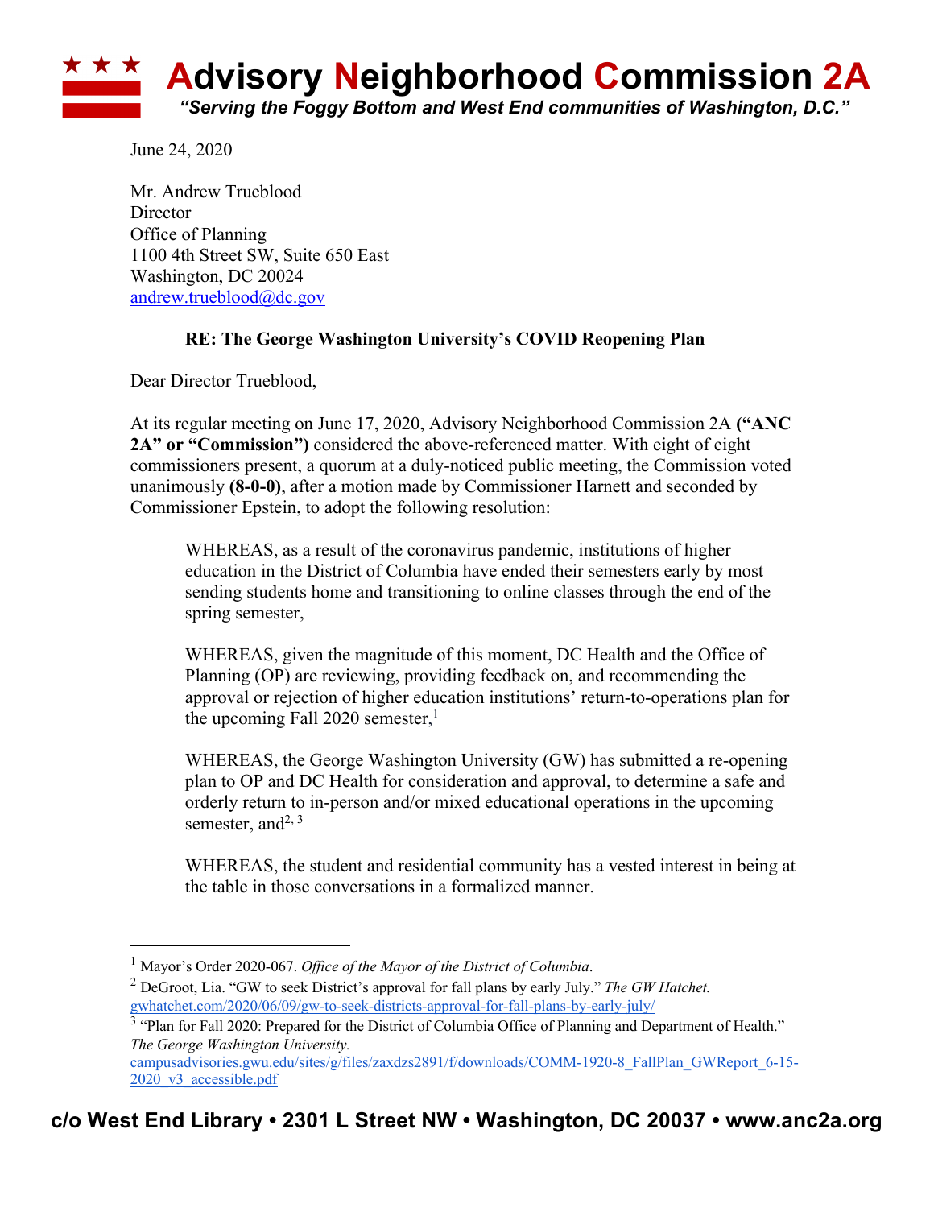# Advisory Neighborhood Commission 2A

*"Serving the Foggy Bottom and West End communities of Washington, D.C."*

June 24, 2020

Mr. Andrew Trueblood
Director
Office of Planning
1100 4th Street SW, Suite 650 East
Washington, DC 20024
andrew.trueblood@dc.gov

**RE: The George Washington University's COVID Reopening Plan**

Dear Director Trueblood,

At its regular meeting on June 17, 2020, Advisory Neighborhood Commission 2A **("ANC 2A" or "Commission")** considered the above-referenced matter. With eight of eight commissioners present, a quorum at a duly-noticed public meeting, the Commission voted unanimously **(8-0-0)**, after a motion made by Commissioner Harnett and seconded by Commissioner Epstein, to adopt the following resolution:

> WHEREAS, as a result of the coronavirus pandemic, institutions of higher education in the District of Columbia have ended their semesters early by most sending students home and transitioning to online classes through the end of the spring semester,
>
> WHEREAS, given the magnitude of this moment, DC Health and the Office of Planning (OP) are reviewing, providing feedback on, and recommending the approval or rejection of higher education institutions' return-to-operations plan for the upcoming Fall 2020 semester,[1]
>
> WHEREAS, the George Washington University (GW) has submitted a re-opening plan to OP and DC Health for consideration and approval, to determine a safe and orderly return to in-person and/or mixed educational operations in the upcoming semester, and[2, 3]
>
> WHEREAS, the student and residential community has a vested interest in being at the table in those conversations in a formalized manner.

---

[1] Mayor's Order 2020-067. *Office of the Mayor of the District of Columbia*.

[2] DeGroot, Lia. "GW to seek District's approval for fall plans by early July." *The GW Hatchet.* gwhatchet.com/2020/06/09/gw-to-seek-districts-approval-for-fall-plans-by-early-july/

[3] "Plan for Fall 2020: Prepared for the District of Columbia Office of Planning and Department of Health." *The George Washington University.* campusadvisories.gwu.edu/sites/g/files/zaxdzs2891/f/downloads/COMM-1920-8_FallPlan_GWReport_6-15-2020_v3_accessible.pdf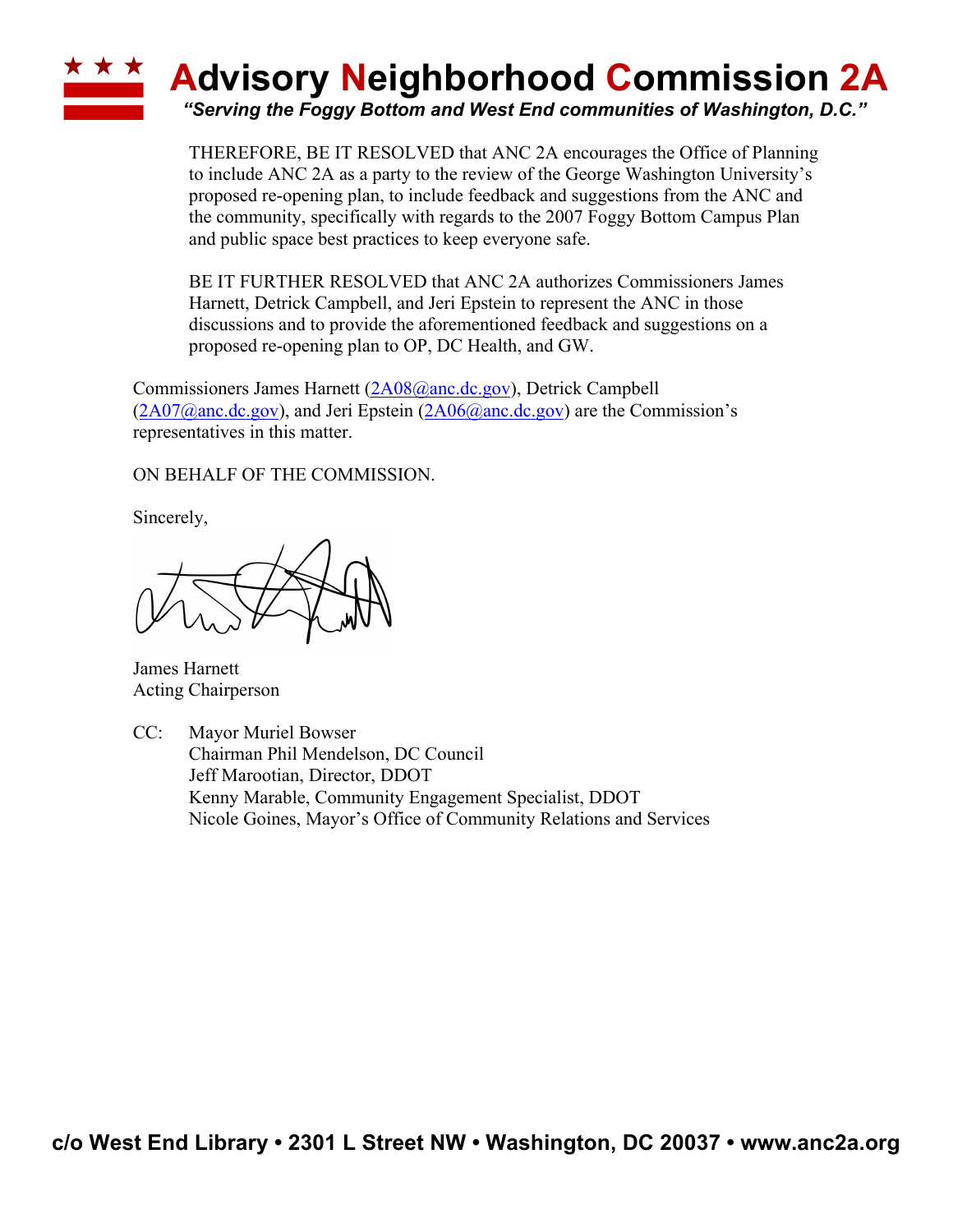THEREFORE, BE IT RESOLVED that ANC 2A encourages the Office of Planning to include ANC 2A as a party to the review of the George Washington University's proposed re-opening plan, to include feedback and suggestions from the ANC and the community, specifically with regards to the 2007 Foggy Bottom Campus Plan and public space best practices to keep everyone safe.

BE IT FURTHER RESOLVED that ANC 2A authorizes Commissioners James Harnett, Detrick Campbell, and Jeri Epstein to represent the ANC in those discussions and to provide the aforementioned feedback and suggestions on a proposed re-opening plan to OP, DC Health, and GW.

Commissioners James Harnett (2A08@anc.dc.gov), Detrick Campbell (2A07@anc.dc.gov), and Jeri Epstein (2A06@anc.dc.gov) are the Commission's representatives in this matter.

ON BEHALF OF THE COMMISSION.

Sincerely,

James Harnett
Acting Chairperson

CC: Mayor Muriel Bowser
Chairman Phil Mendelson, DC Council
Jeff Marootian, Director, DDOT
Kenny Marable, Community Engagement Specialist, DDOT
Nicole Goines, Mayor's Office of Community Relations and Services